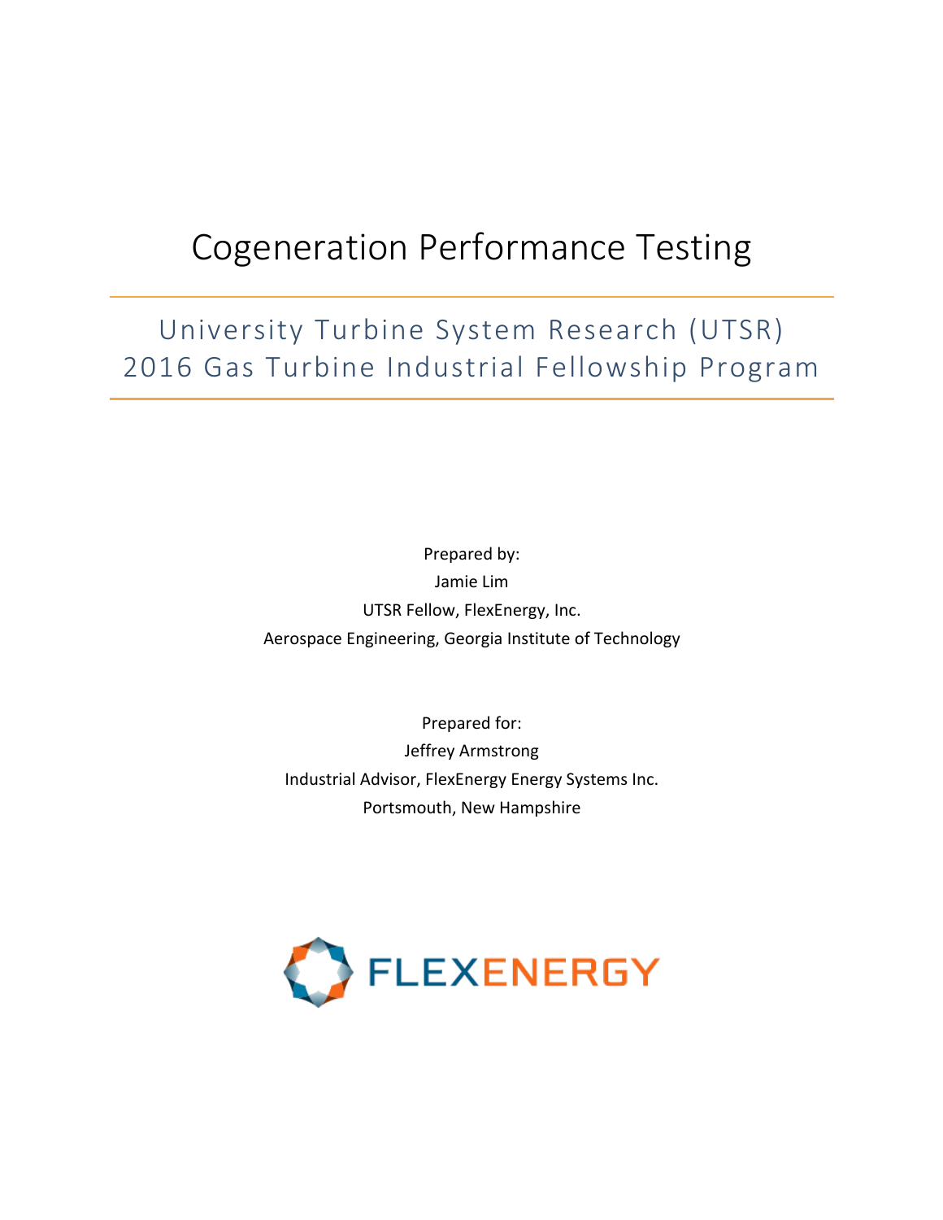# Cogeneration Performance Testing

## University Turbine System Research (UTSR) 2016 Gas Turbine Industrial Fellowship Program

Prepared by:
Jamie Lim
UTSR Fellow, FlexEnergy, Inc.
Aerospace Engineering, Georgia Institute of Technology

Prepared for:
Jeffrey Armstrong
Industrial Advisor, FlexEnergy Energy Systems Inc.
Portsmouth, New Hampshire

FLEXENERGY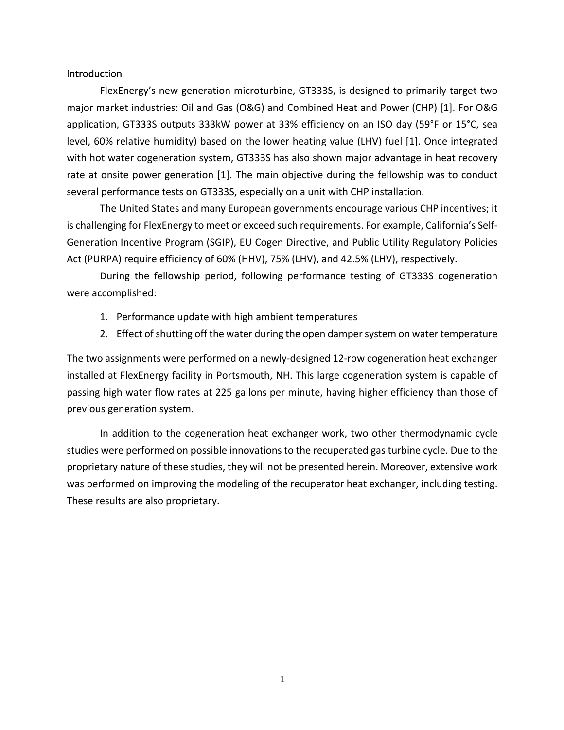## Introduction

FlexEnergy's new generation microturbine, GT333S, is designed to primarily target two major market industries: Oil and Gas (O&G) and Combined Heat and Power (CHP) [1]. For O&G application, GT333S outputs 333kW power at 33% efficiency on an ISO day (59°F or 15°C, sea level, 60% relative humidity) based on the lower heating value (LHV) fuel [1]. Once integrated with hot water cogeneration system, GT333S has also shown major advantage in heat recovery rate at onsite power generation [1]. The main objective during the fellowship was to conduct several performance tests on GT333S, especially on a unit with CHP installation.

The United States and many European governments encourage various CHP incentives; it is challenging for FlexEnergy to meet or exceed such requirements. For example, California's Self-Generation Incentive Program (SGIP), EU Cogen Directive, and Public Utility Regulatory Policies Act (PURPA) require efficiency of 60% (HHV), 75% (LHV), and 42.5% (LHV), respectively.

During the fellowship period, following performance testing of GT333S cogeneration were accomplished:

1. Performance update with high ambient temperatures
2. Effect of shutting off the water during the open damper system on water temperature

The two assignments were performed on a newly-designed 12-row cogeneration heat exchanger installed at FlexEnergy facility in Portsmouth, NH. This large cogeneration system is capable of passing high water flow rates at 225 gallons per minute, having higher efficiency than those of previous generation system.

In addition to the cogeneration heat exchanger work, two other thermodynamic cycle studies were performed on possible innovations to the recuperated gas turbine cycle. Due to the proprietary nature of these studies, they will not be presented herein. Moreover, extensive work was performed on improving the modeling of the recuperator heat exchanger, including testing. These results are also proprietary.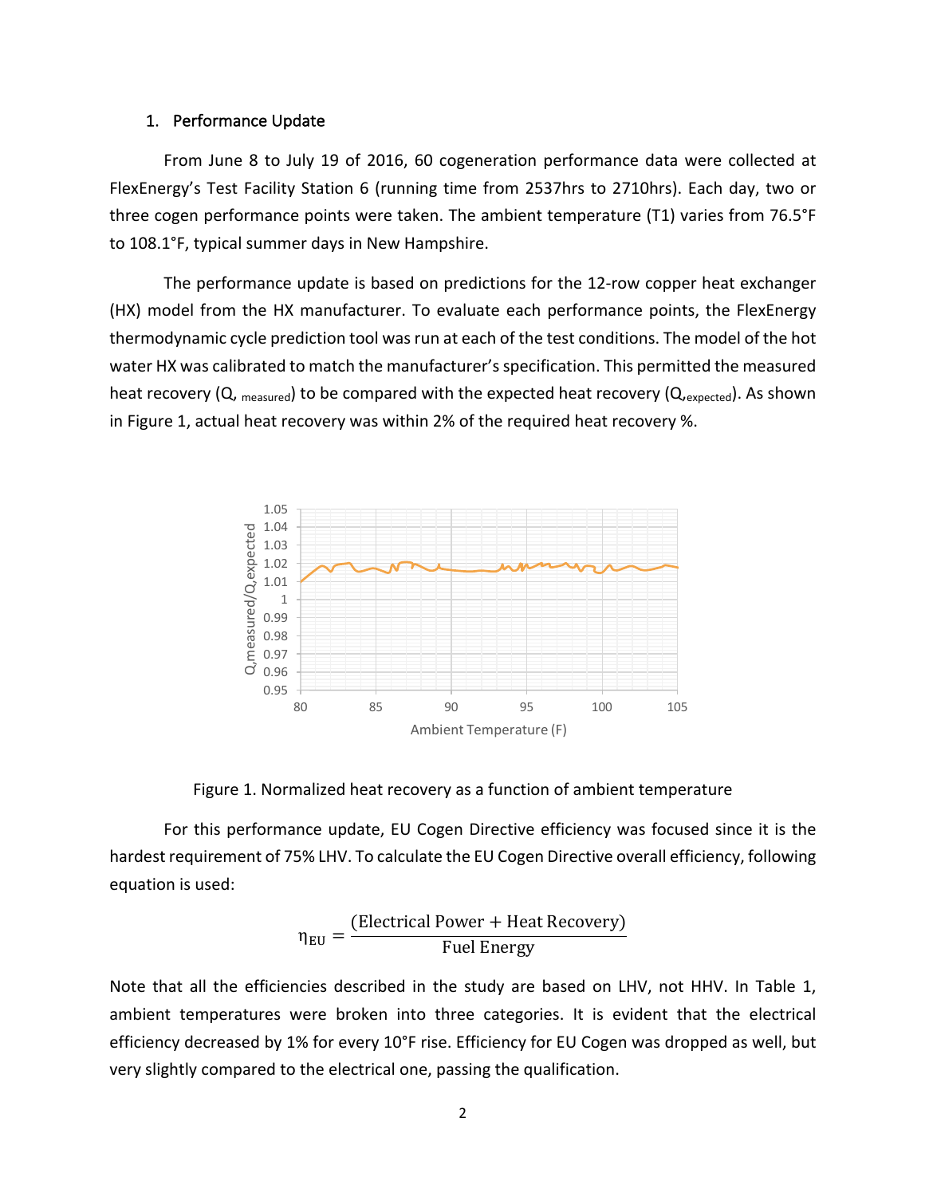1. Performance Update

From June 8 to July 19 of 2016, 60 cogeneration performance data were collected at FlexEnergy's Test Facility Station 6 (running time from 2537hrs to 2710hrs). Each day, two or three cogen performance points were taken. The ambient temperature (T1) varies from 76.5°F to 108.1°F, typical summer days in New Hampshire.

The performance update is based on predictions for the 12-row copper heat exchanger (HX) model from the HX manufacturer. To evaluate each performance points, the FlexEnergy thermodynamic cycle prediction tool was run at each of the test conditions. The model of the hot water HX was calibrated to match the manufacturer's specification. This permitted the measured heat recovery ($Q_{,\text{measured}}$) to be compared with the expected heat recovery ($Q_{,\text{expected}}$). As shown in Figure 1, actual heat recovery was within 2% of the required heat recovery %.

Figure 1. Normalized heat recovery as a function of ambient temperature

For this performance update, EU Cogen Directive efficiency was focused since it is the hardest requirement of 75% LHV. To calculate the EU Cogen Directive overall efficiency, following equation is used:

$$\eta_{\text{EU}} = \frac{(\text{Electrical Power} + \text{Heat Recovery})}{\text{Fuel Energy}}$$

Note that all the efficiencies described in the study are based on LHV, not HHV. In Table 1, ambient temperatures were broken into three categories. It is evident that the electrical efficiency decreased by 1% for every 10°F rise. Efficiency for EU Cogen was dropped as well, but very slightly compared to the electrical one, passing the qualification.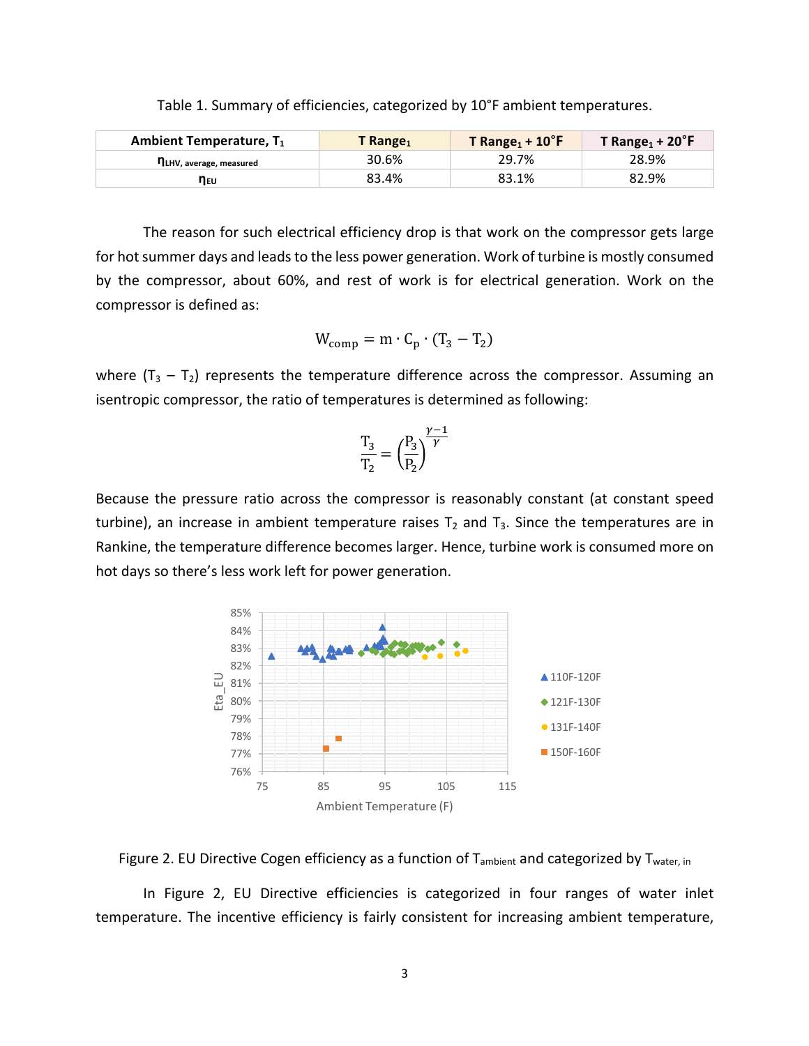Table 1. Summary of efficiencies, categorized by 10°F ambient temperatures.

| Ambient Temperature, $T_1$ | T $Range_1$ | T $Range_1$ + 10°F | T $Range_1$ + 20°F |
|---|---|---|---|
| $\eta_{LHV,\ average,\ measured}$ | 30.6% | 29.7% | 28.9% |
| $\eta_{EU}$ | 83.4% | 83.1% | 82.9% |

The reason for such electrical efficiency drop is that work on the compressor gets large for hot summer days and leads to the less power generation. Work of turbine is mostly consumed by the compressor, about 60%, and rest of work is for electrical generation. Work on the compressor is defined as:

$$W_{comp} = m \cdot C_p \cdot (T_3 - T_2)$$

where $(T_3 - T_2)$ represents the temperature difference across the compressor. Assuming an isentropic compressor, the ratio of temperatures is determined as following:

$$\frac{T_3}{T_2} = \left(\frac{P_3}{P_2}\right)^{\frac{\gamma-1}{\gamma}}$$

Because the pressure ratio across the compressor is reasonably constant (at constant speed turbine), an increase in ambient temperature raises $T_2$ and $T_3$. Since the temperatures are in Rankine, the temperature difference becomes larger. Hence, turbine work is consumed more on hot days so there's less work left for power generation.

Figure 2. EU Directive Cogen efficiency as a function of $T_{ambient}$ and categorized by $T_{water,\ in}$

In Figure 2, EU Directive efficiencies is categorized in four ranges of water inlet temperature. The incentive efficiency is fairly consistent for increasing ambient temperature,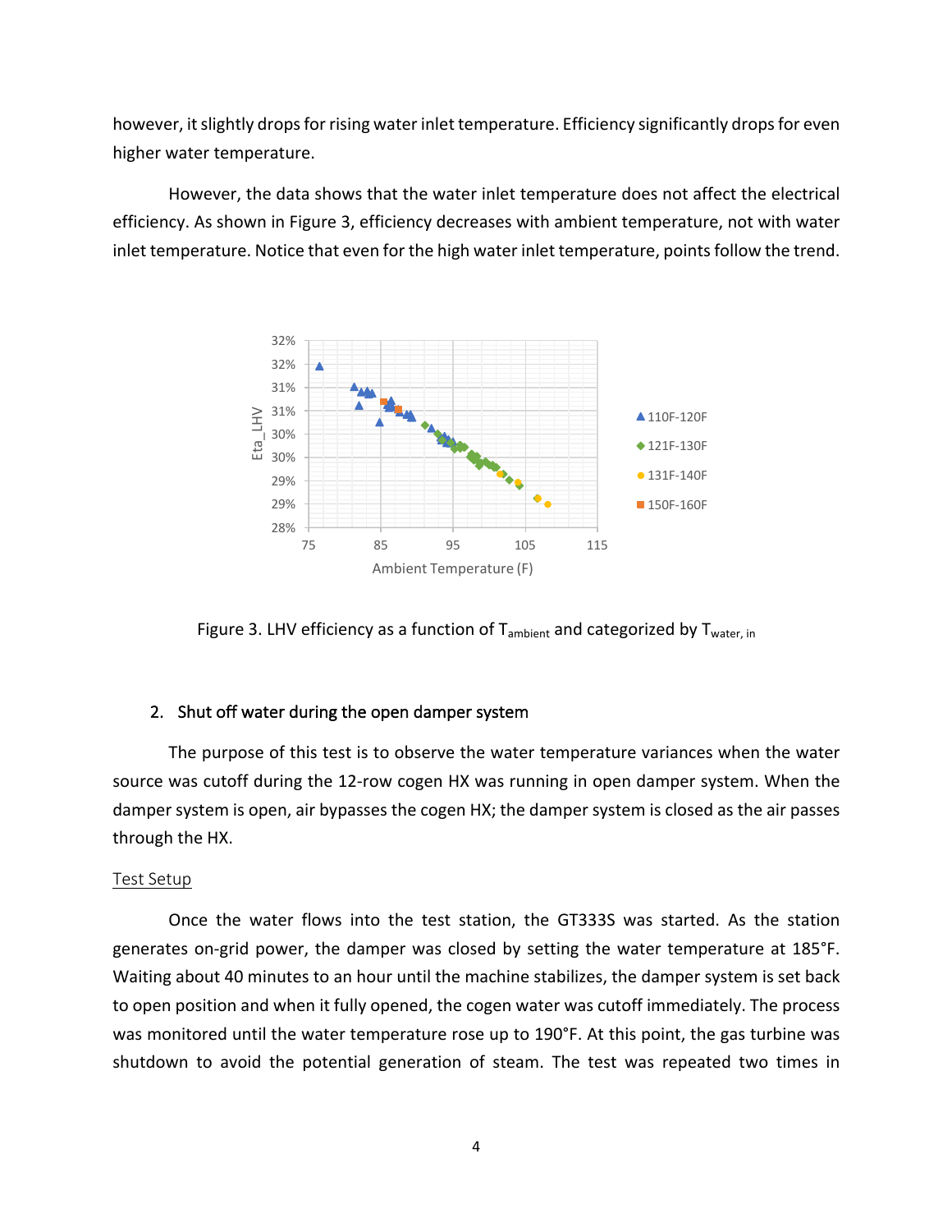however, it slightly drops for rising water inlet temperature. Efficiency significantly drops for even higher water temperature.

However, the data shows that the water inlet temperature does not affect the electrical efficiency. As shown in Figure 3, efficiency decreases with ambient temperature, not with water inlet temperature. Notice that even for the high water inlet temperature, points follow the trend.

Figure 3. LHV efficiency as a function of $T_{ambient}$ and categorized by $T_{water, in}$

2. Shut off water during the open damper system

The purpose of this test is to observe the water temperature variances when the water source was cutoff during the 12-row cogen HX was running in open damper system. When the damper system is open, air bypasses the cogen HX; the damper system is closed as the air passes through the HX.

Test Setup

Once the water flows into the test station, the GT333S was started. As the station generates on-grid power, the damper was closed by setting the water temperature at 185°F. Waiting about 40 minutes to an hour until the machine stabilizes, the damper system is set back to open position and when it fully opened, the cogen water was cutoff immediately. The process was monitored until the water temperature rose up to 190°F. At this point, the gas turbine was shutdown to avoid the potential generation of steam. The test was repeated two times in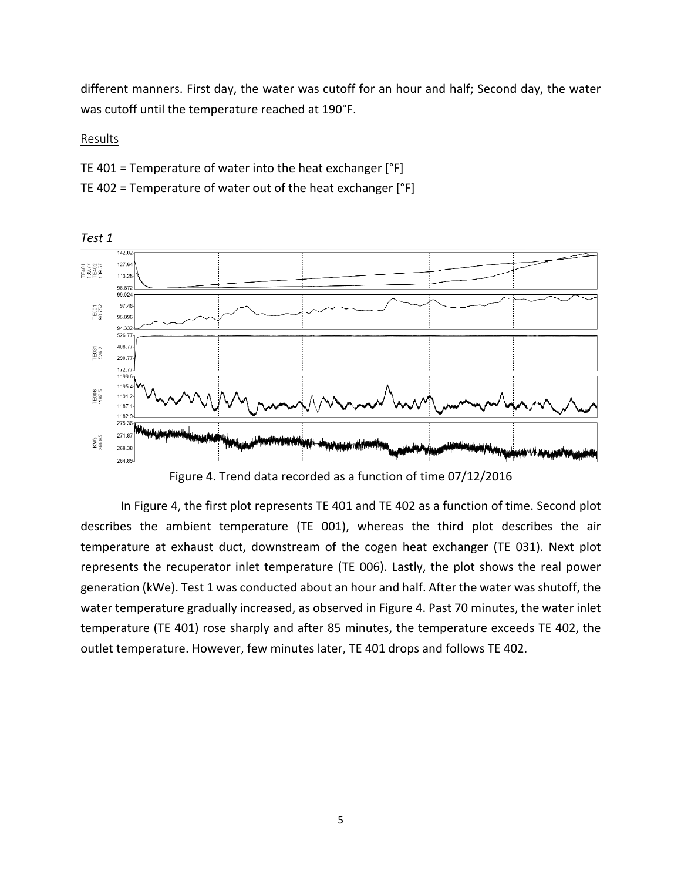different manners. First day, the water was cutoff for an hour and half; Second day, the water was cutoff until the temperature reached at 190°F.

Results

TE 401 = Temperature of water into the heat exchanger [°F]

TE 402 = Temperature of water out of the heat exchanger [°F]

*Test 1*

Figure 4. Trend data recorded as a function of time 07/12/2016

In Figure 4, the first plot represents TE 401 and TE 402 as a function of time. Second plot describes the ambient temperature (TE 001), whereas the third plot describes the air temperature at exhaust duct, downstream of the cogen heat exchanger (TE 031). Next plot represents the recuperator inlet temperature (TE 006). Lastly, the plot shows the real power generation (kWe). Test 1 was conducted about an hour and half. After the water was shutoff, the water temperature gradually increased, as observed in Figure 4. Past 70 minutes, the water inlet temperature (TE 401) rose sharply and after 85 minutes, the temperature exceeds TE 402, the outlet temperature. However, few minutes later, TE 401 drops and follows TE 402.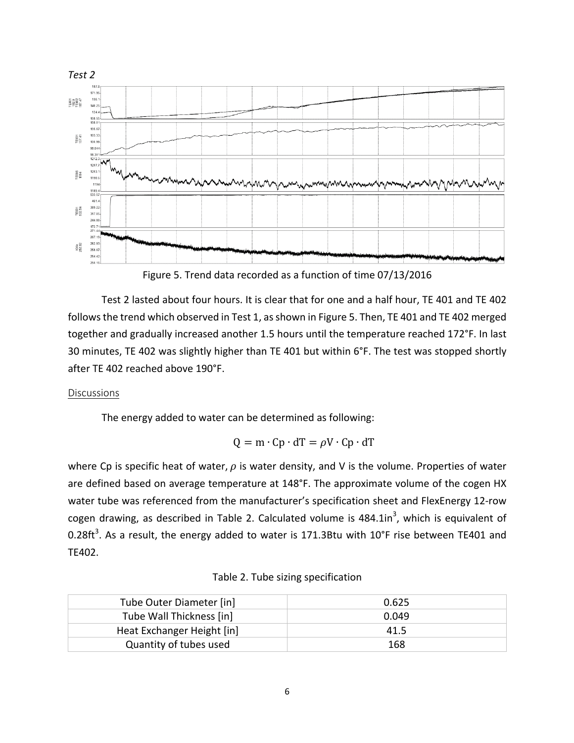*Test 2*

Figure 5. Trend data recorded as a function of time 07/13/2016

Test 2 lasted about four hours. It is clear that for one and a half hour, TE 401 and TE 402 follows the trend which observed in Test 1, as shown in Figure 5. Then, TE 401 and TE 402 merged together and gradually increased another 1.5 hours until the temperature reached 172°F. In last 30 minutes, TE 402 was slightly higher than TE 401 but within 6°F. The test was stopped shortly after TE 402 reached above 190°F.

## Discussions

The energy added to water can be determined as following:

$$Q = m \cdot Cp \cdot dT = \rho V \cdot Cp \cdot dT$$

where Cp is specific heat of water, $\rho$ is water density, and V is the volume. Properties of water are defined based on average temperature at 148°F. The approximate volume of the cogen HX water tube was referenced from the manufacturer's specification sheet and FlexEnergy 12-row cogen drawing, as described in Table 2. Calculated volume is 484.1in$^3$, which is equivalent of 0.28ft$^3$. As a result, the energy added to water is 171.3Btu with 10°F rise between TE401 and TE402.

Table 2. Tube sizing specification

| | |
|---|---|
| Tube Outer Diameter [in] | 0.625 |
| Tube Wall Thickness [in] | 0.049 |
| Heat Exchanger Height [in] | 41.5 |
| Quantity of tubes used | 168 |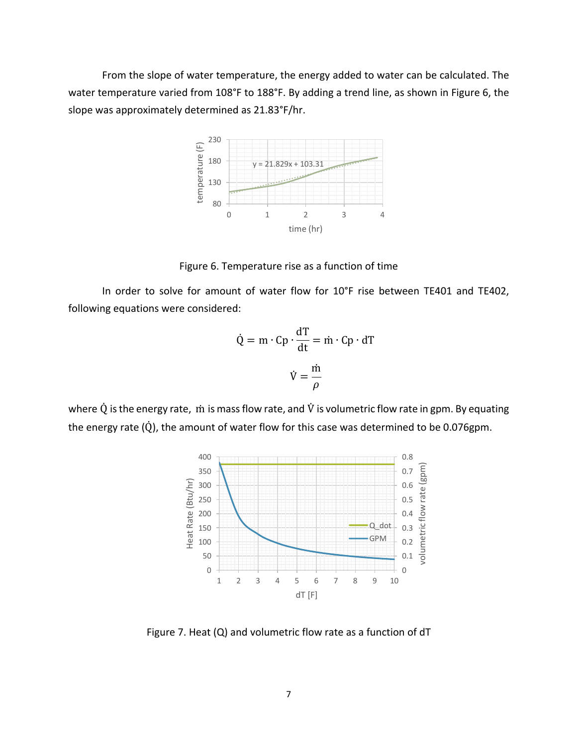From the slope of water temperature, the energy added to water can be calculated. The water temperature varied from 108°F to 188°F. By adding a trend line, as shown in Figure 6, the slope was approximately determined as 21.83°F/hr.

Figure 6. Temperature rise as a function of time

In order to solve for amount of water flow for 10°F rise between TE401 and TE402, following equations were considered:

$$\dot{Q} = m \cdot Cp \cdot \frac{dT}{dt} = \dot{m} \cdot Cp \cdot dT$$

$$\dot{V} = \frac{\dot{m}}{\rho}$$

where $\dot{Q}$ is the energy rate, $\dot{m}$ is mass flow rate, and $\dot{V}$ is volumetric flow rate in gpm. By equating the energy rate ($\dot{Q}$), the amount of water flow for this case was determined to be 0.076gpm.

Figure 7. Heat (Q) and volumetric flow rate as a function of dT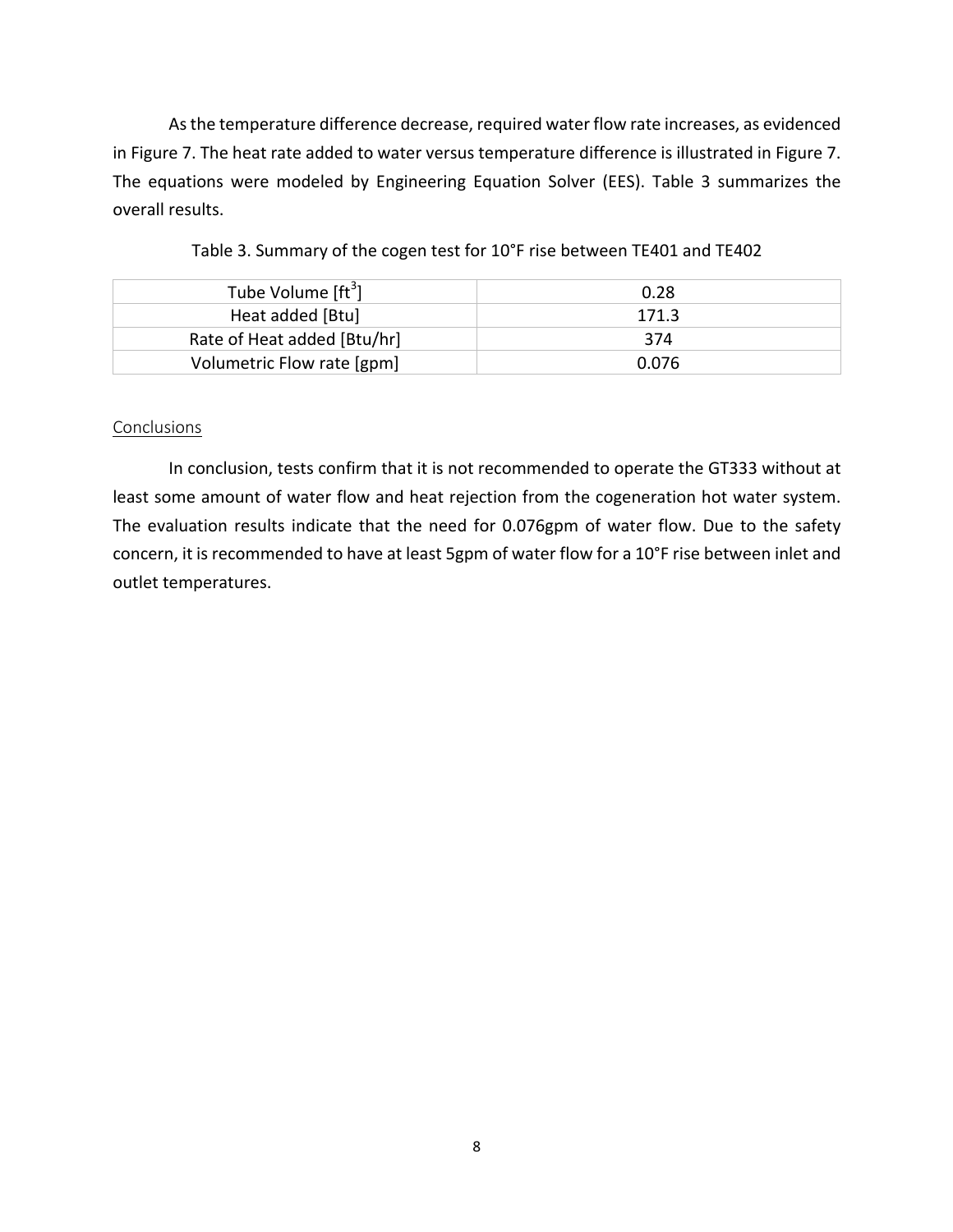As the temperature difference decrease, required water flow rate increases, as evidenced in Figure 7. The heat rate added to water versus temperature difference is illustrated in Figure 7. The equations were modeled by Engineering Equation Solver (EES). Table 3 summarizes the overall results.

Table 3. Summary of the cogen test for 10°F rise between TE401 and TE402

| | |
|---|---|
| Tube Volume [$ft^3$] | 0.28 |
| Heat added [Btu] | 171.3 |
| Rate of Heat added [Btu/hr] | 374 |
| Volumetric Flow rate [gpm] | 0.076 |

## Conclusions

In conclusion, tests confirm that it is not recommended to operate the GT333 without at least some amount of water flow and heat rejection from the cogeneration hot water system. The evaluation results indicate that the need for 0.076gpm of water flow. Due to the safety concern, it is recommended to have at least 5gpm of water flow for a 10°F rise between inlet and outlet temperatures.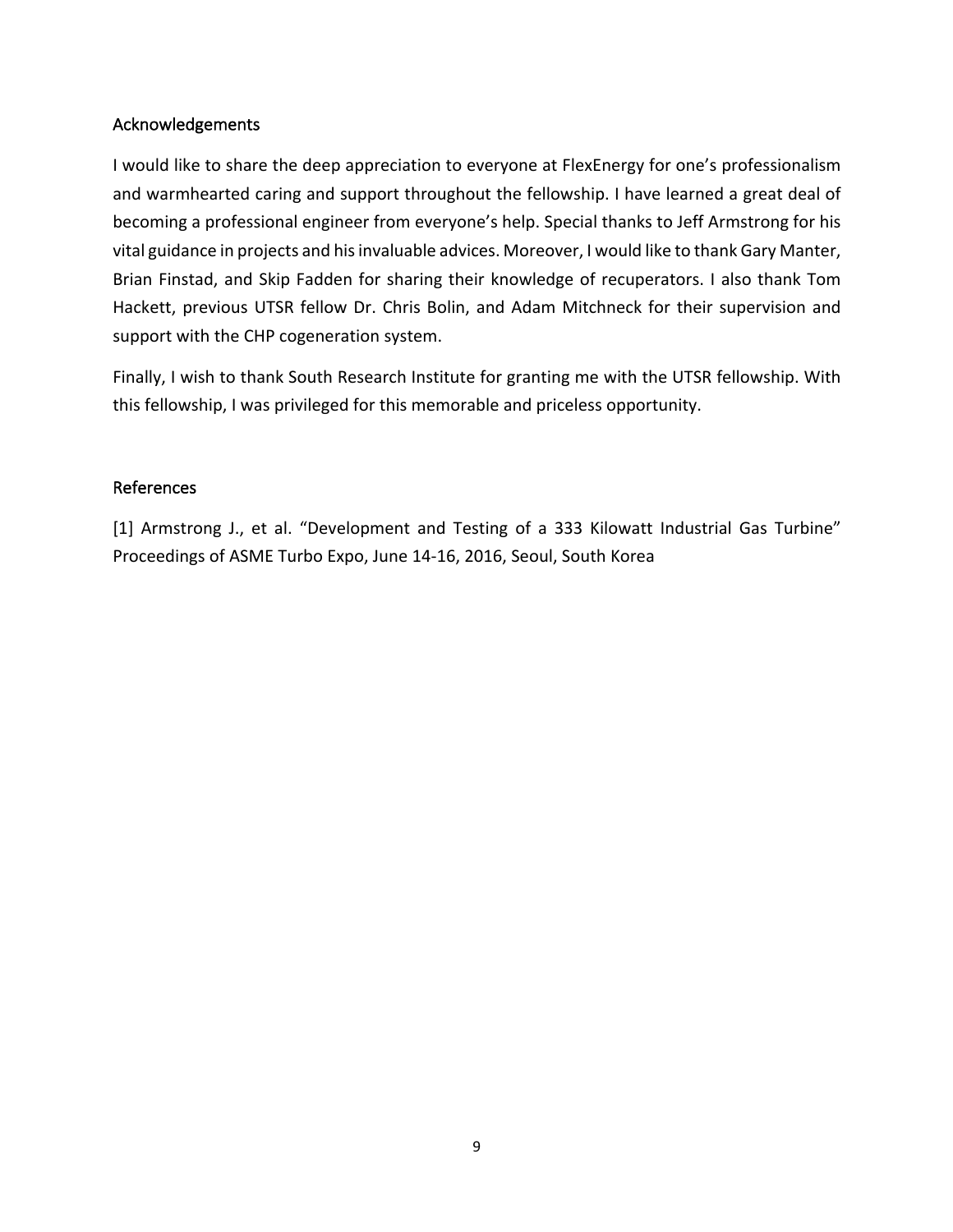## Acknowledgements

I would like to share the deep appreciation to everyone at FlexEnergy for one's professionalism and warmhearted caring and support throughout the fellowship. I have learned a great deal of becoming a professional engineer from everyone's help. Special thanks to Jeff Armstrong for his vital guidance in projects and his invaluable advices. Moreover, I would like to thank Gary Manter, Brian Finstad, and Skip Fadden for sharing their knowledge of recuperators. I also thank Tom Hackett, previous UTSR fellow Dr. Chris Bolin, and Adam Mitchneck for their supervision and support with the CHP cogeneration system.

Finally, I wish to thank South Research Institute for granting me with the UTSR fellowship. With this fellowship, I was privileged for this memorable and priceless opportunity.

## References

[1] Armstrong J., et al. "Development and Testing of a 333 Kilowatt Industrial Gas Turbine" Proceedings of ASME Turbo Expo, June 14-16, 2016, Seoul, South Korea